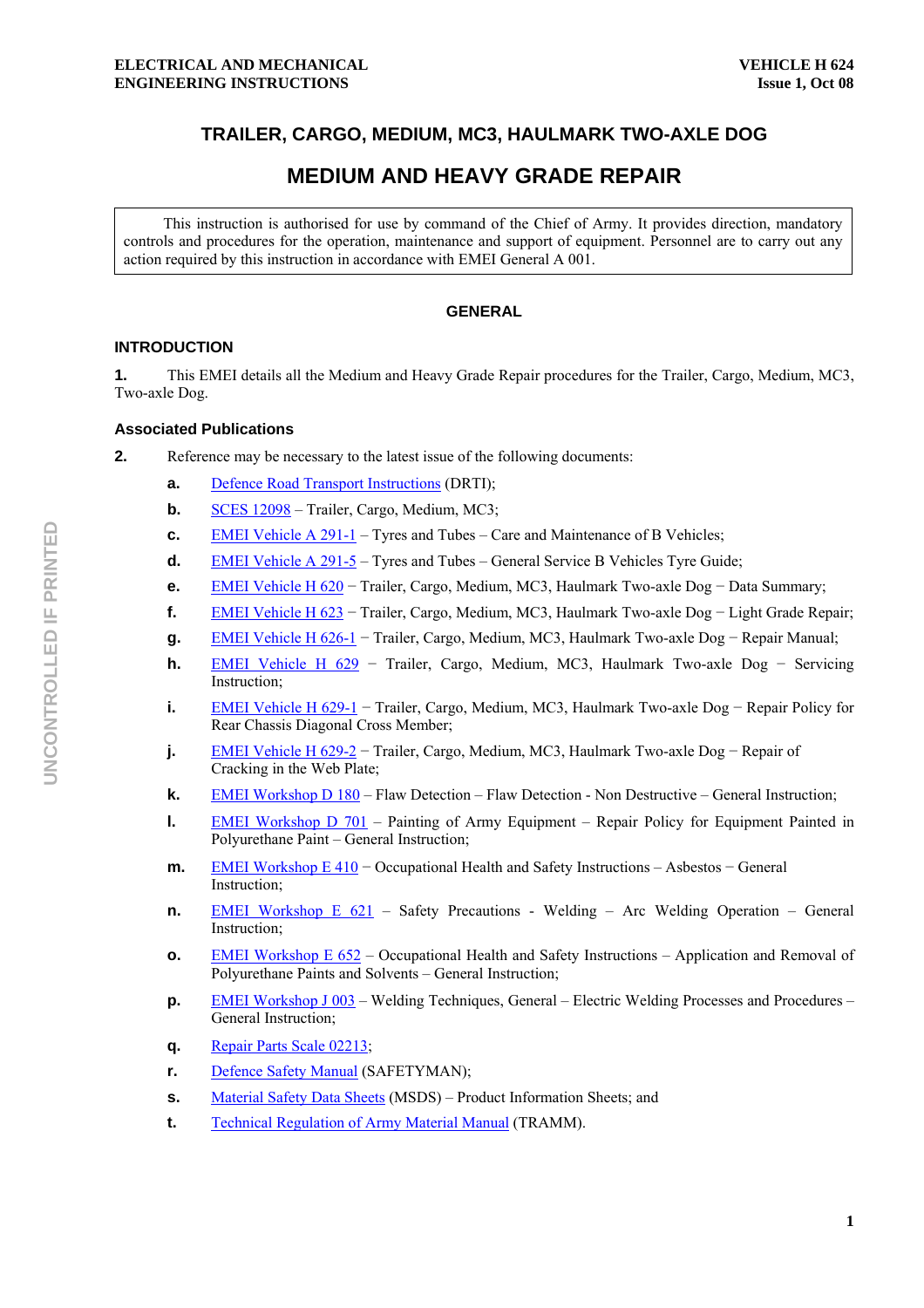# TRAILER, CARGO, MEDIUM, MC3, HAULMARK TWO-AXLE DOG

# MEDIUM AND HEAVY GRADE REPAIR

This instruction is authorised for use by command of the Chief of Army. It provides direction, mandatory controls and procedures for the operation, maintenance and support of equipment. Personnel are to carry out any action required by this instruction in accordance with EMEI General A 001.

## GENERAL

### INTRODUCTION

**1.** This EMEI details all the Medium and Heavy Grade Repair procedures for the Trailer, Cargo, Medium, MC3, Two-axle Dog.

### Associated Publications

**2.** Reference may be necessary to the latest issue of the following documents:

- **a.** Defence Road Transport Instructions (DRTI);
- **b.** SCES 12098 – Trailer, Cargo, Medium, MC3;
- **c.** EMEI Vehicle A 291-1 – Tyres and Tubes – Care and Maintenance of B Vehicles;
- **d.** EMEI Vehicle A 291-5 – Tyres and Tubes – General Service B Vehicles Tyre Guide;
- **e.** EMEI Vehicle H 620 − Trailer, Cargo, Medium, MC3, Haulmark Two-axle Dog − Data Summary;
- **f.** EMEI Vehicle H 623 − Trailer, Cargo, Medium, MC3, Haulmark Two-axle Dog − Light Grade Repair;
- **g.** EMEI Vehicle H 626-1 − Trailer, Cargo, Medium, MC3, Haulmark Two-axle Dog − Repair Manual;
- **h.** EMEI Vehicle H 629 − Trailer, Cargo, Medium, MC3, Haulmark Two-axle Dog − Servicing Instruction;
- **i.** EMEI Vehicle H 629-1 − Trailer, Cargo, Medium, MC3, Haulmark Two-axle Dog − Repair Policy for Rear Chassis Diagonal Cross Member;
- **j.** EMEI Vehicle H 629-2 − Trailer, Cargo, Medium, MC3, Haulmark Two-axle Dog − Repair of Cracking in the Web Plate;
- **k.** EMEI Workshop D 180 – Flaw Detection – Flaw Detection - Non Destructive – General Instruction;
- **l.** EMEI Workshop D 701 – Painting of Army Equipment – Repair Policy for Equipment Painted in Polyurethane Paint – General Instruction;
- **m.** EMEI Workshop E 410 − Occupational Health and Safety Instructions – Asbestos − General Instruction;
- **n.** EMEI Workshop E 621 – Safety Precautions - Welding – Arc Welding Operation – General Instruction;
- **o.** EMEI Workshop E 652 – Occupational Health and Safety Instructions – Application and Removal of Polyurethane Paints and Solvents – General Instruction;
- **p.** EMEI Workshop J 003 – Welding Techniques, General – Electric Welding Processes and Procedures – General Instruction;
- **q.** Repair Parts Scale 02213;
- **r.** Defence Safety Manual (SAFETYMAN);
- **s.** Material Safety Data Sheets (MSDS) – Product Information Sheets; and
- **t.** Technical Regulation of Army Material Manual (TRAMM).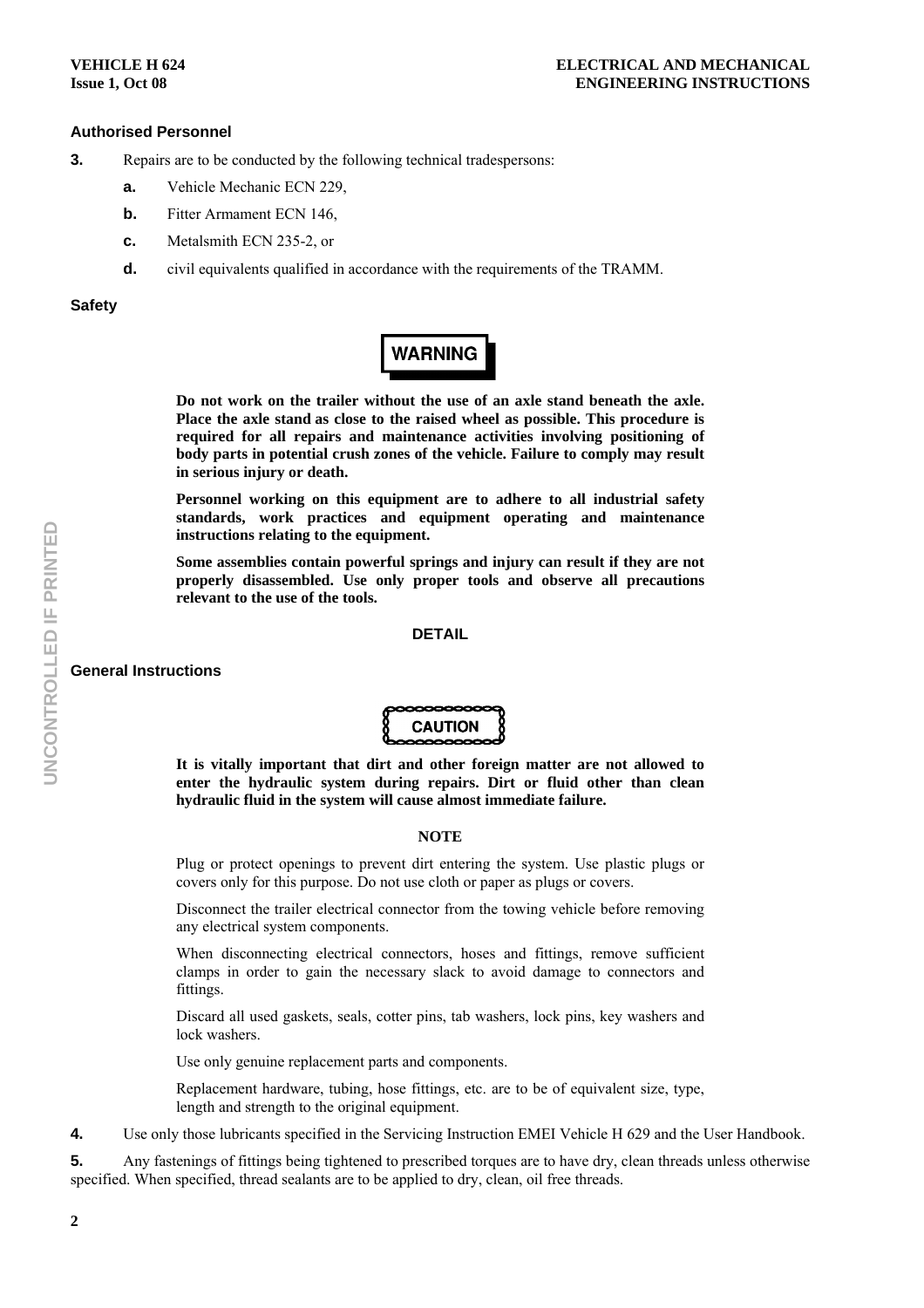### Authorised Personnel

**3.** Repairs are to be conducted by the following technical tradespersons:

- **a.** Vehicle Mechanic ECN 229,
- **b.** Fitter Armament ECN 146,
- **c.** Metalsmith ECN 235-2, or
- **d.** civil equivalents qualified in accordance with the requirements of the TRAMM.

### Safety

**WARNING**

**Do not work on the trailer without the use of an axle stand beneath the axle. Place the axle stand as close to the raised wheel as possible. This procedure is required for all repairs and maintenance activities involving positioning of body parts in potential crush zones of the vehicle. Failure to comply may result in serious injury or death.**

**Personnel working on this equipment are to adhere to all industrial safety standards, work practices and equipment operating and maintenance instructions relating to the equipment.**

**Some assemblies contain powerful springs and injury can result if they are not properly disassembled. Use only proper tools and observe all precautions relevant to the use of the tools.**

## DETAIL

### General Instructions

**CAUTION**

**It is vitally important that dirt and other foreign matter are not allowed to enter the hydraulic system during repairs. Dirt or fluid other than clean hydraulic fluid in the system will cause almost immediate failure.**

**NOTE**

Plug or protect openings to prevent dirt entering the system. Use plastic plugs or covers only for this purpose. Do not use cloth or paper as plugs or covers.

Disconnect the trailer electrical connector from the towing vehicle before removing any electrical system components.

When disconnecting electrical connectors, hoses and fittings, remove sufficient clamps in order to gain the necessary slack to avoid damage to connectors and fittings.

Discard all used gaskets, seals, cotter pins, tab washers, lock pins, key washers and lock washers.

Use only genuine replacement parts and components.

Replacement hardware, tubing, hose fittings, etc. are to be of equivalent size, type, length and strength to the original equipment.

**4.** Use only those lubricants specified in the Servicing Instruction EMEI Vehicle H 629 and the User Handbook.

**5.** Any fastenings of fittings being tightened to prescribed torques are to have dry, clean threads unless otherwise specified. When specified, thread sealants are to be applied to dry, clean, oil free threads.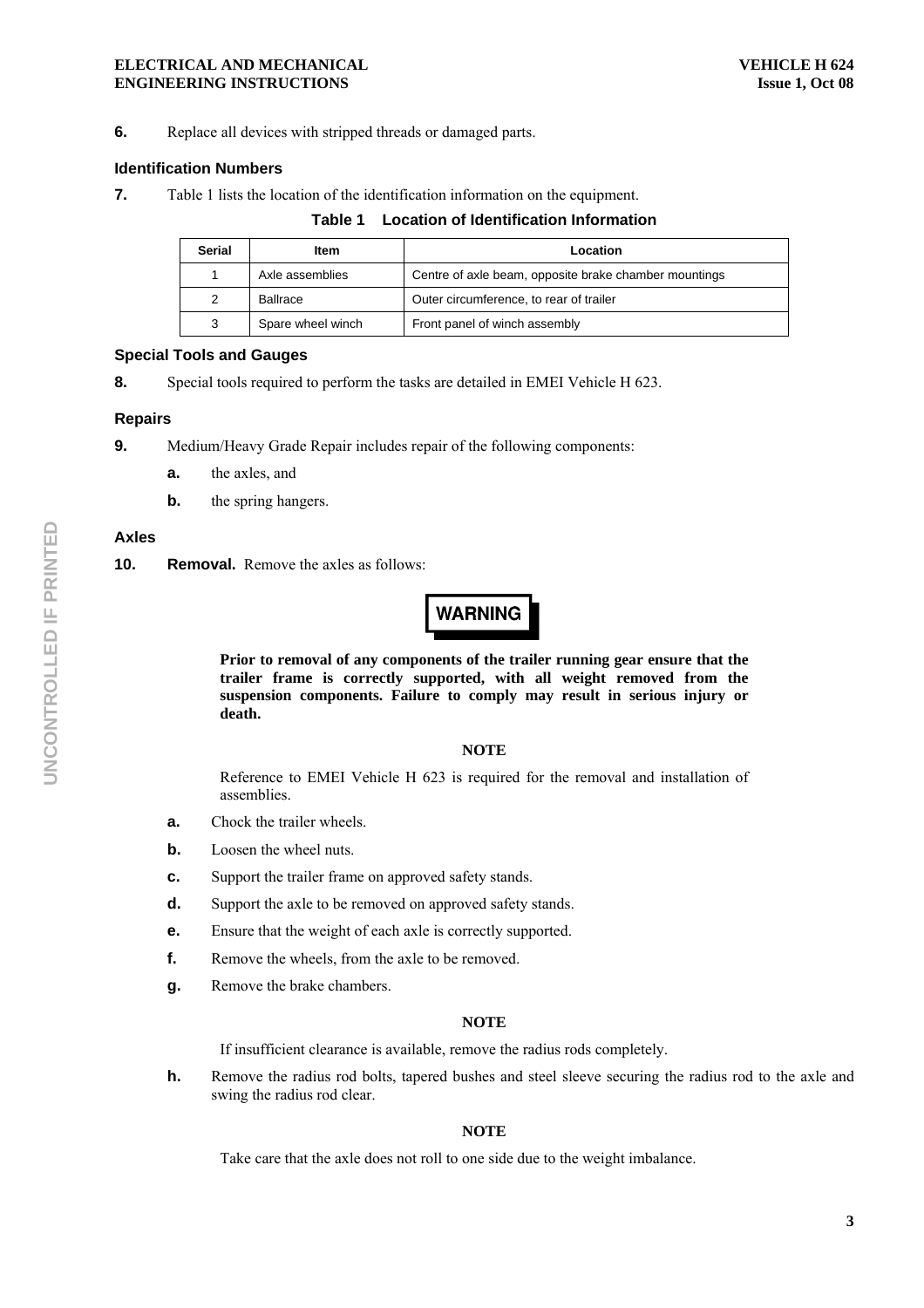**6.** Replace all devices with stripped threads or damaged parts.

### Identification Numbers

**7.** Table 1 lists the location of the identification information on the equipment.

**Table 1 Location of Identification Information**

| Serial | Item | Location |
|---|---|---|
| 1 | Axle assemblies | Centre of axle beam, opposite brake chamber mountings |
| 2 | Ballrace | Outer circumference, to rear of trailer |
| 3 | Spare wheel winch | Front panel of winch assembly |

### Special Tools and Gauges

**8.** Special tools required to perform the tasks are detailed in EMEI Vehicle H 623.

### Repairs

**9.** Medium/Heavy Grade Repair includes repair of the following components:

- **a.** the axles, and
- **b.** the spring hangers.

### Axles

**10. Removal.** Remove the axles as follows:

**WARNING**

**Prior to removal of any components of the trailer running gear ensure that the trailer frame is correctly supported, with all weight removed from the suspension components. Failure to comply may result in serious injury or death.**

**NOTE**

Reference to EMEI Vehicle H 623 is required for the removal and installation of assemblies.

- **a.** Chock the trailer wheels.
- **b.** Loosen the wheel nuts.
- **c.** Support the trailer frame on approved safety stands.
- **d.** Support the axle to be removed on approved safety stands.
- **e.** Ensure that the weight of each axle is correctly supported.
- **f.** Remove the wheels, from the axle to be removed.
- **g.** Remove the brake chambers.

**NOTE**

If insufficient clearance is available, remove the radius rods completely.

- **h.** Remove the radius rod bolts, tapered bushes and steel sleeve securing the radius rod to the axle and swing the radius rod clear.

**NOTE**

Take care that the axle does not roll to one side due to the weight imbalance.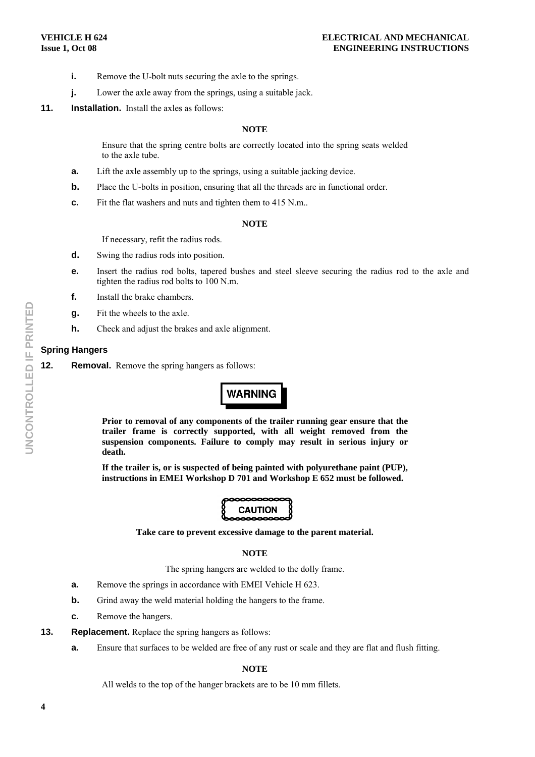**i.** Remove the U-bolt nuts securing the axle to the springs.

**j.** Lower the axle away from the springs, using a suitable jack.

**11. Installation.** Install the axles as follows:

**NOTE**

Ensure that the spring centre bolts are correctly located into the spring seats welded to the axle tube.

**a.** Lift the axle assembly up to the springs, using a suitable jacking device.

**b.** Place the U-bolts in position, ensuring that all the threads are in functional order.

**c.** Fit the flat washers and nuts and tighten them to 415 N.m..

**NOTE**

If necessary, refit the radius rods.

**d.** Swing the radius rods into position.

**e.** Insert the radius rod bolts, tapered bushes and steel sleeve securing the radius rod to the axle and tighten the radius rod bolts to 100 N.m.

**f.** Install the brake chambers.

**g.** Fit the wheels to the axle.

**h.** Check and adjust the brakes and axle alignment.

## Spring Hangers

**12. Removal.** Remove the spring hangers as follows:

**WARNING**

**Prior to removal of any components of the trailer running gear ensure that the trailer frame is correctly supported, with all weight removed from the suspension components. Failure to comply may result in serious injury or death.**

**If the trailer is, or is suspected of being painted with polyurethane paint (PUP), instructions in EMEI Workshop D 701 and Workshop E 652 must be followed.**

**CAUTION**

**Take care to prevent excessive damage to the parent material.**

**NOTE**

The spring hangers are welded to the dolly frame.

**a.** Remove the springs in accordance with EMEI Vehicle H 623.

**b.** Grind away the weld material holding the hangers to the frame.

**c.** Remove the hangers.

**13. Replacement.** Replace the spring hangers as follows:

**a.** Ensure that surfaces to be welded are free of any rust or scale and they are flat and flush fitting.

**NOTE**

All welds to the top of the hanger brackets are to be 10 mm fillets.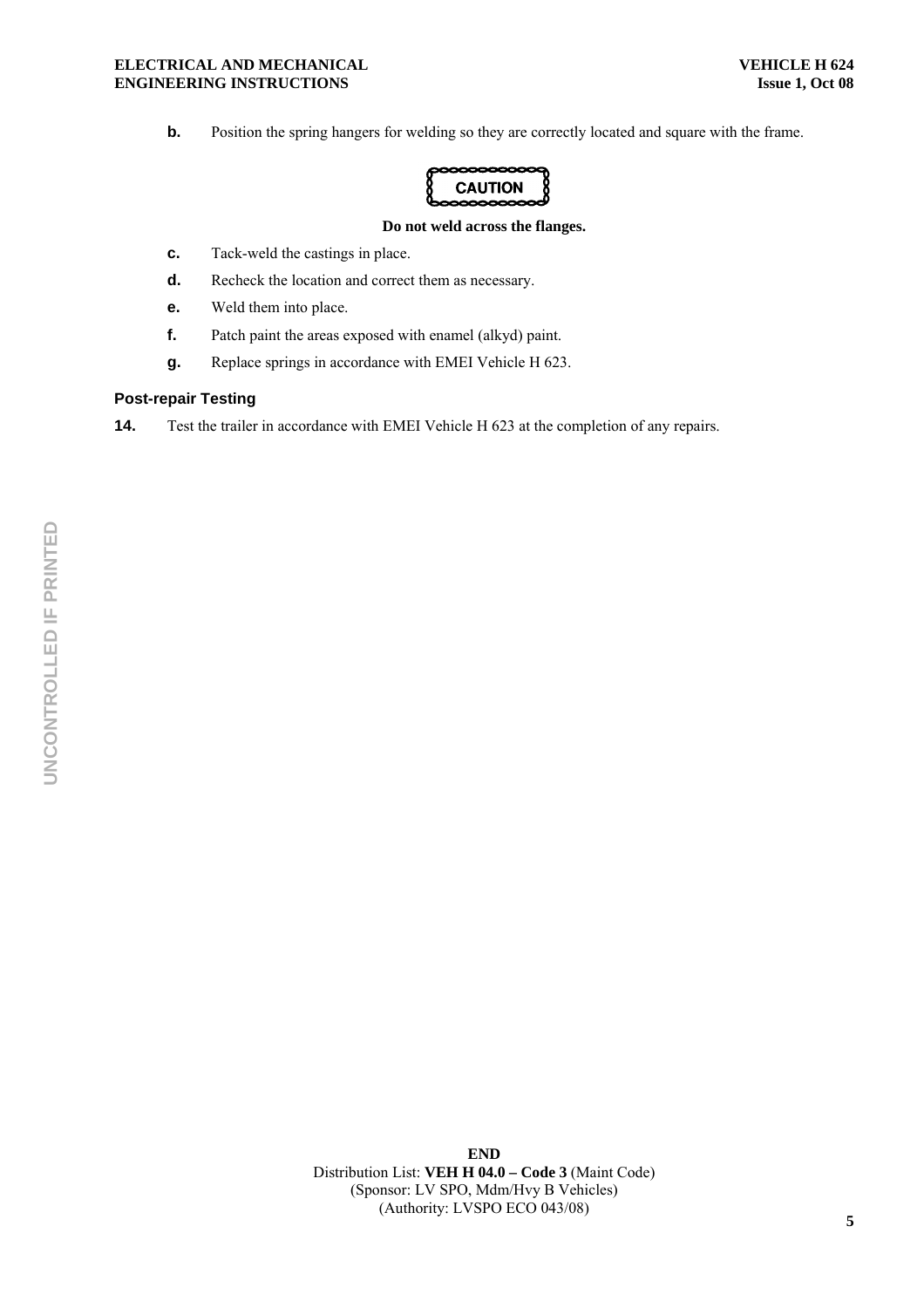**b.** Position the spring hangers for welding so they are correctly located and square with the frame.

**CAUTION**

**Do not weld across the flanges.**

**c.** Tack-weld the castings in place.

**d.** Recheck the location and correct them as necessary.

**e.** Weld them into place.

**f.** Patch paint the areas exposed with enamel (alkyd) paint.

**g.** Replace springs in accordance with EMEI Vehicle H 623.

### Post-repair Testing

**14.** Test the trailer in accordance with EMEI Vehicle H 623 at the completion of any repairs.

UNCONTROLLED IF PRINTED

**END**

Distribution List: **VEH H 04.0 – Code 3** (Maint Code)
(Sponsor: LV SPO, Mdm/Hvy B Vehicles)
(Authority: LVSPO ECO 043/08)